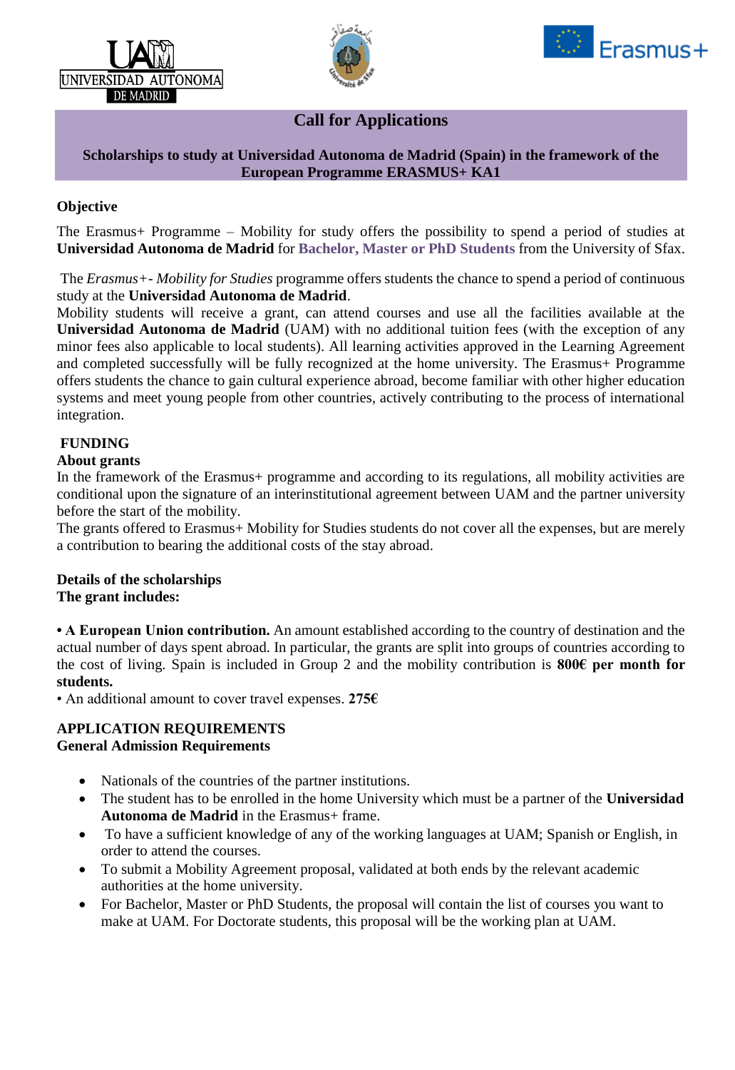# Call for Applications

**Scholarships to study at Universidad Autonoma de Madrid (Spain) in the framework of the European Programme ERASMUS+ KA1**

**Objective**

The Erasmus+ Programme – Mobility for study offers the possibility to spend a period of studies at **Universidad Autonoma de Madrid** for **Bachelor, Master or PhD Students** from the University of Sfax.

The *Erasmus+- Mobility for Studies* programme offers students the chance to spend a period of continuous study at the **Universidad Autonoma de Madrid**.

Mobility students will receive a grant, can attend courses and use all the facilities available at the **Universidad Autonoma de Madrid** (UAM) with no additional tuition fees (with the exception of any minor fees also applicable to local students). All learning activities approved in the Learning Agreement and completed successfully will be fully recognized at the home university. The Erasmus+ Programme offers students the chance to gain cultural experience abroad, become familiar with other higher education systems and meet young people from other countries, actively contributing to the process of international integration.

**FUNDING**

**About grants**

In the framework of the Erasmus+ programme and according to its regulations, all mobility activities are conditional upon the signature of an interinstitutional agreement between UAM and the partner university before the start of the mobility.

The grants offered to Erasmus+ Mobility for Studies students do not cover all the expenses, but are merely a contribution to bearing the additional costs of the stay abroad.

**Details of the scholarships**

**The grant includes:**

**• A European Union contribution.** An amount established according to the country of destination and the actual number of days spent abroad. In particular, the grants are split into groups of countries according to the cost of living. Spain is included in Group 2 and the mobility contribution is **800€ per month for students.**

• An additional amount to cover travel expenses. **275€**

**APPLICATION REQUIREMENTS**

**General Admission Requirements**

- Nationals of the countries of the partner institutions.
- The student has to be enrolled in the home University which must be a partner of the **Universidad Autonoma de Madrid** in the Erasmus+ frame.
- To have a sufficient knowledge of any of the working languages at UAM; Spanish or English, in order to attend the courses.
- To submit a Mobility Agreement proposal, validated at both ends by the relevant academic authorities at the home university.
- For Bachelor, Master or PhD Students, the proposal will contain the list of courses you want to make at UAM. For Doctorate students, this proposal will be the working plan at UAM.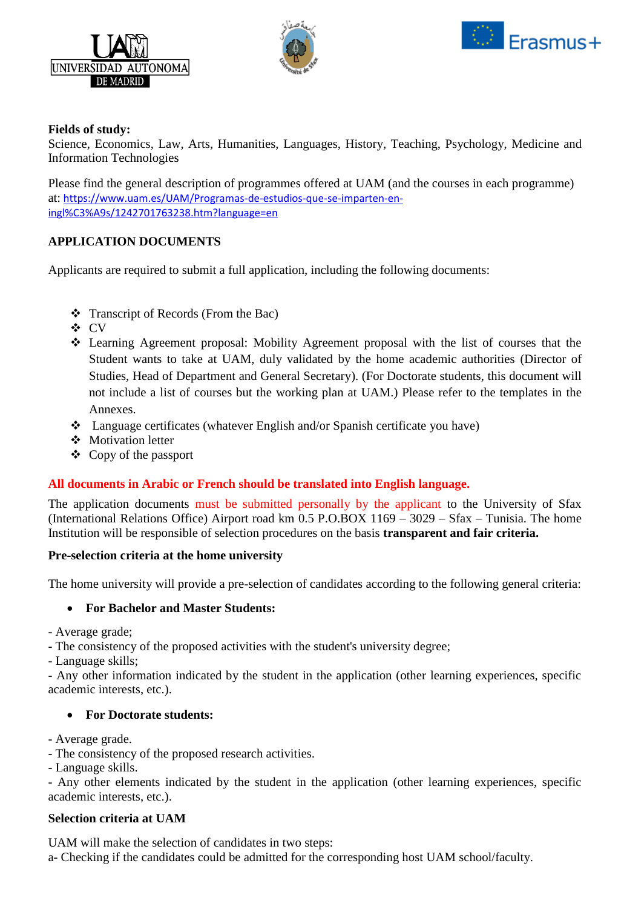**Fields of study:**
Science, Economics, Law, Arts, Humanities, Languages, History, Teaching, Psychology, Medicine and Information Technologies

Please find the general description of programmes offered at UAM (and the courses in each programme) at: https://www.uam.es/UAM/Programas-de-estudios-que-se-imparten-en-ingl%C3%A9s/1242701763238.htm?language=en

**APPLICATION DOCUMENTS**

Applicants are required to submit a full application, including the following documents:

- Transcript of Records (From the Bac)
- CV
- Learning Agreement proposal: Mobility Agreement proposal with the list of courses that the Student wants to take at UAM, duly validated by the home academic authorities (Director of Studies, Head of Department and General Secretary). (For Doctorate students, this document will not include a list of courses but the working plan at UAM.) Please refer to the templates in the Annexes.
- Language certificates (whatever English and/or Spanish certificate you have)
- Motivation letter
- Copy of the passport

**All documents in Arabic or French should be translated into English language.**

The application documents must be submitted personally by the applicant to the University of Sfax (International Relations Office) Airport road km 0.5 P.O.BOX 1169 – 3029 – Sfax – Tunisia. The home Institution will be responsible of selection procedures on the basis **transparent and fair criteria.**

**Pre-selection criteria at the home university**

The home university will provide a pre-selection of candidates according to the following general criteria:

- **For Bachelor and Master Students:**

- Average grade;
- The consistency of the proposed activities with the student's university degree;
- Language skills;
- Any other information indicated by the student in the application (other learning experiences, specific academic interests, etc.).

- **For Doctorate students:**

- Average grade.
- The consistency of the proposed research activities.
- Language skills.
- Any other elements indicated by the student in the application (other learning experiences, specific academic interests, etc.).

**Selection criteria at UAM**

UAM will make the selection of candidates in two steps:
a- Checking if the candidates could be admitted for the corresponding host UAM school/faculty.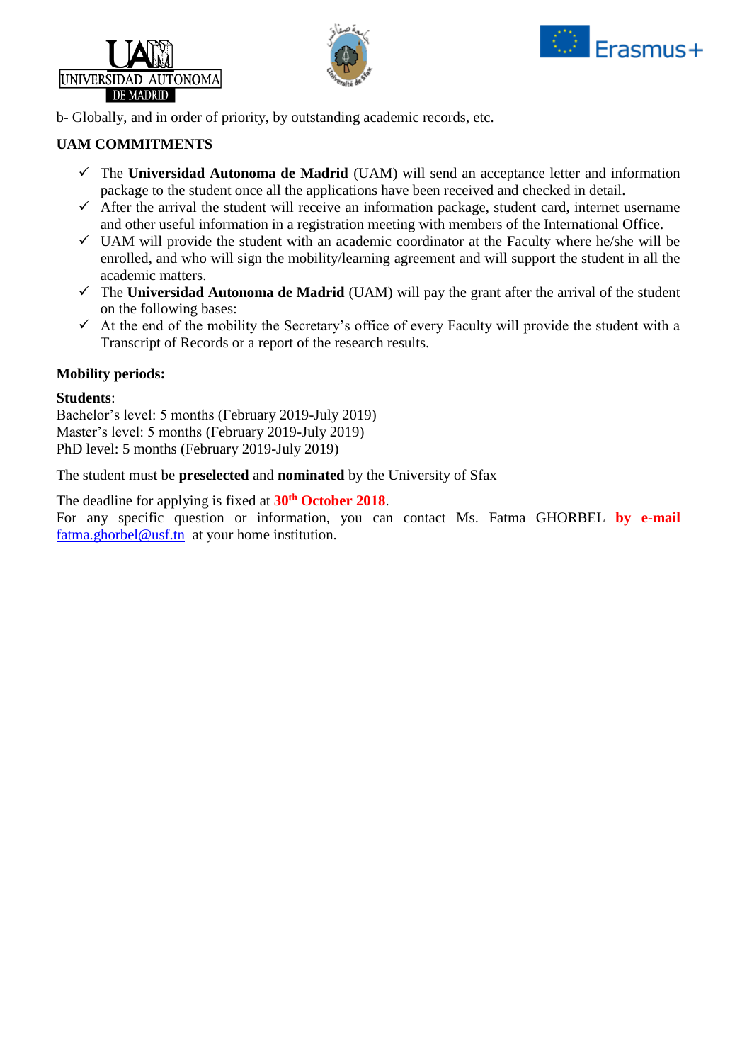b- Globally, and in order of priority, by outstanding academic records, etc.

**UAM COMMITMENTS**

- ✓ The **Universidad Autonoma de Madrid** (UAM) will send an acceptance letter and information package to the student once all the applications have been received and checked in detail.
- ✓ After the arrival the student will receive an information package, student card, internet username and other useful information in a registration meeting with members of the International Office.
- ✓ UAM will provide the student with an academic coordinator at the Faculty where he/she will be enrolled, and who will sign the mobility/learning agreement and will support the student in all the academic matters.
- ✓ The **Universidad Autonoma de Madrid** (UAM) will pay the grant after the arrival of the student on the following bases:
- ✓ At the end of the mobility the Secretary's office of every Faculty will provide the student with a Transcript of Records or a report of the research results.

**Mobility periods:**

**Students**:
Bachelor's level: 5 months (February 2019-July 2019)
Master's level: 5 months (February 2019-July 2019)
PhD level: 5 months (February 2019-July 2019)

The student must be **preselected** and **nominated** by the University of Sfax

The deadline for applying is fixed at **30th October 2018**.
For any specific question or information, you can contact Ms. Fatma GHORBEL **by e-mail** fatma.ghorbel@usf.tn at your home institution.